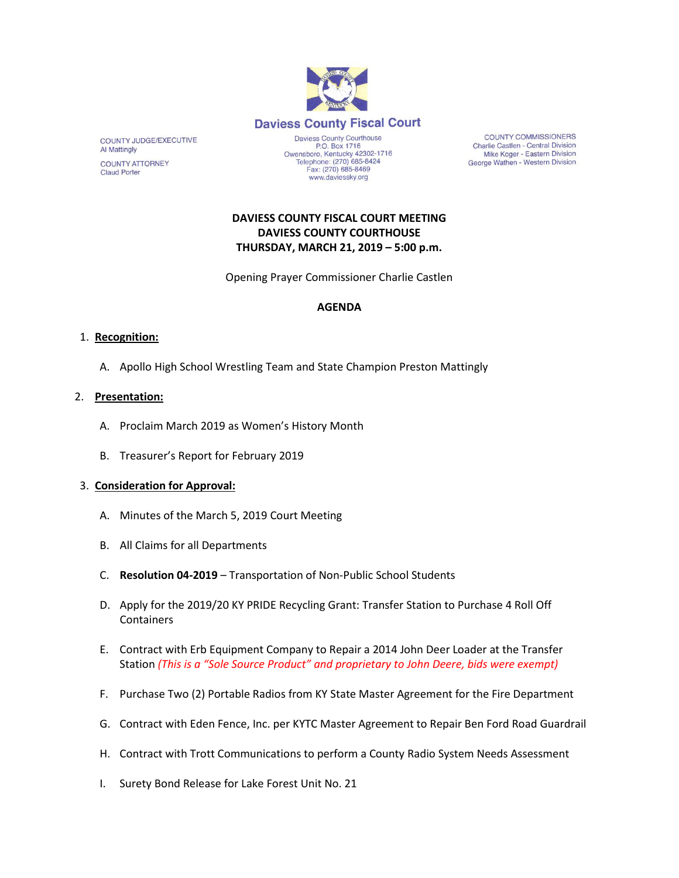# Daviess County Fiscal Court

COUNTY JUDGE/EXECUTIVE
Al Mattingly

COUNTY ATTORNEY
Claud Porter

Daviess County Courthouse
P.O. Box 1716
Owensboro, Kentucky 42302-1716
Telephone: (270) 685-8424
Fax: (270) 685-8469
www.daviessky.org

COUNTY COMMISSIONERS
Charlie Castlen - Central Division
Mike Koger - Eastern Division
George Wathen - Western Division

**DAVIESS COUNTY FISCAL COURT MEETING**
**DAVIESS COUNTY COURTHOUSE**
**THURSDAY, MARCH 21, 2019 – 5:00 p.m.**

Opening Prayer Commissioner Charlie Castlen

**AGENDA**

1. **Recognition:**

   A. Apollo High School Wrestling Team and State Champion Preston Mattingly

2. **Presentation:**

   A. Proclaim March 2019 as Women's History Month

   B. Treasurer's Report for February 2019

3. **Consideration for Approval:**

   A. Minutes of the March 5, 2019 Court Meeting

   B. All Claims for all Departments

   C. **Resolution 04-2019** – Transportation of Non-Public School Students

   D. Apply for the 2019/20 KY PRIDE Recycling Grant: Transfer Station to Purchase 4 Roll Off Containers

   E. Contract with Erb Equipment Company to Repair a 2014 John Deer Loader at the Transfer Station *(This is a "Sole Source Product" and proprietary to John Deere, bids were exempt)*

   F. Purchase Two (2) Portable Radios from KY State Master Agreement for the Fire Department

   G. Contract with Eden Fence, Inc. per KYTC Master Agreement to Repair Ben Ford Road Guardrail

   H. Contract with Trott Communications to perform a County Radio System Needs Assessment

   I. Surety Bond Release for Lake Forest Unit No. 21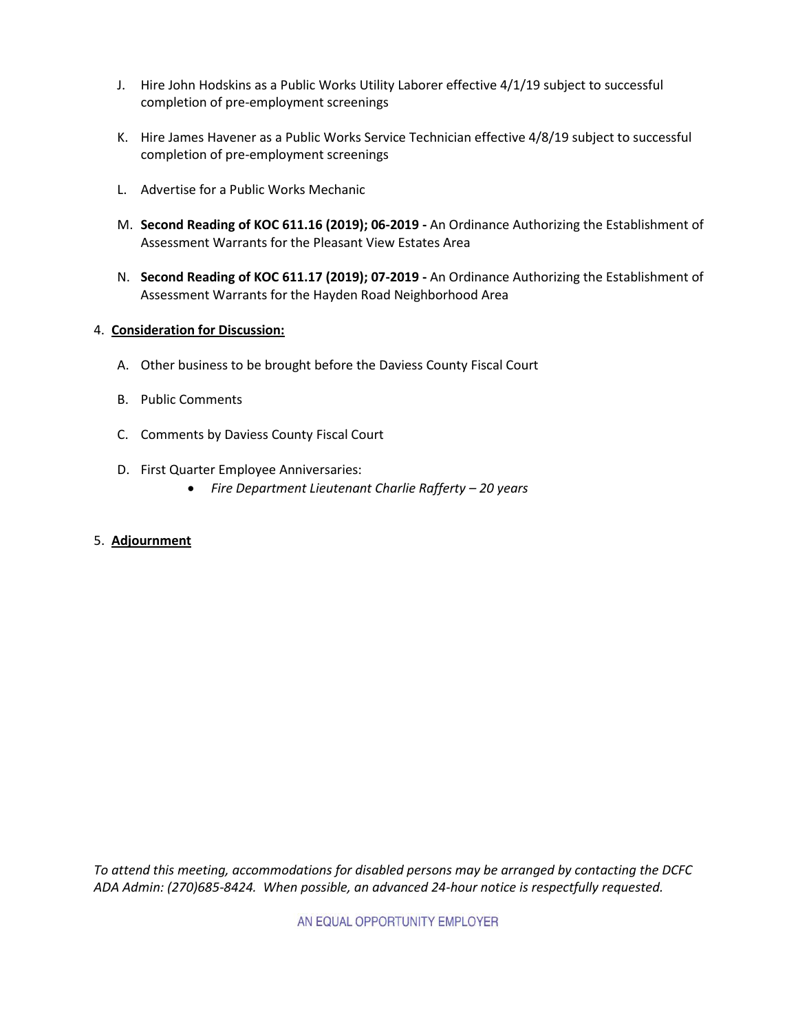J. Hire John Hodskins as a Public Works Utility Laborer effective 4/1/19 subject to successful completion of pre-employment screenings

K. Hire James Havener as a Public Works Service Technician effective 4/8/19 subject to successful completion of pre-employment screenings

L. Advertise for a Public Works Mechanic

M. **Second Reading of KOC 611.16 (2019); 06-2019 -** An Ordinance Authorizing the Establishment of Assessment Warrants for the Pleasant View Estates Area

N. **Second Reading of KOC 611.17 (2019); 07-2019 -** An Ordinance Authorizing the Establishment of Assessment Warrants for the Hayden Road Neighborhood Area

4. **Consideration for Discussion:**

   A. Other business to be brought before the Daviess County Fiscal Court

   B. Public Comments

   C. Comments by Daviess County Fiscal Court

   D. First Quarter Employee Anniversaries:
      - *Fire Department Lieutenant Charlie Rafferty – 20 years*

5. **Adjournment**

*To attend this meeting, accommodations for disabled persons may be arranged by contacting the DCFC ADA Admin: (270)685-8424. When possible, an advanced 24-hour notice is respectfully requested.*

AN EQUAL OPPORTUNITY EMPLOYER